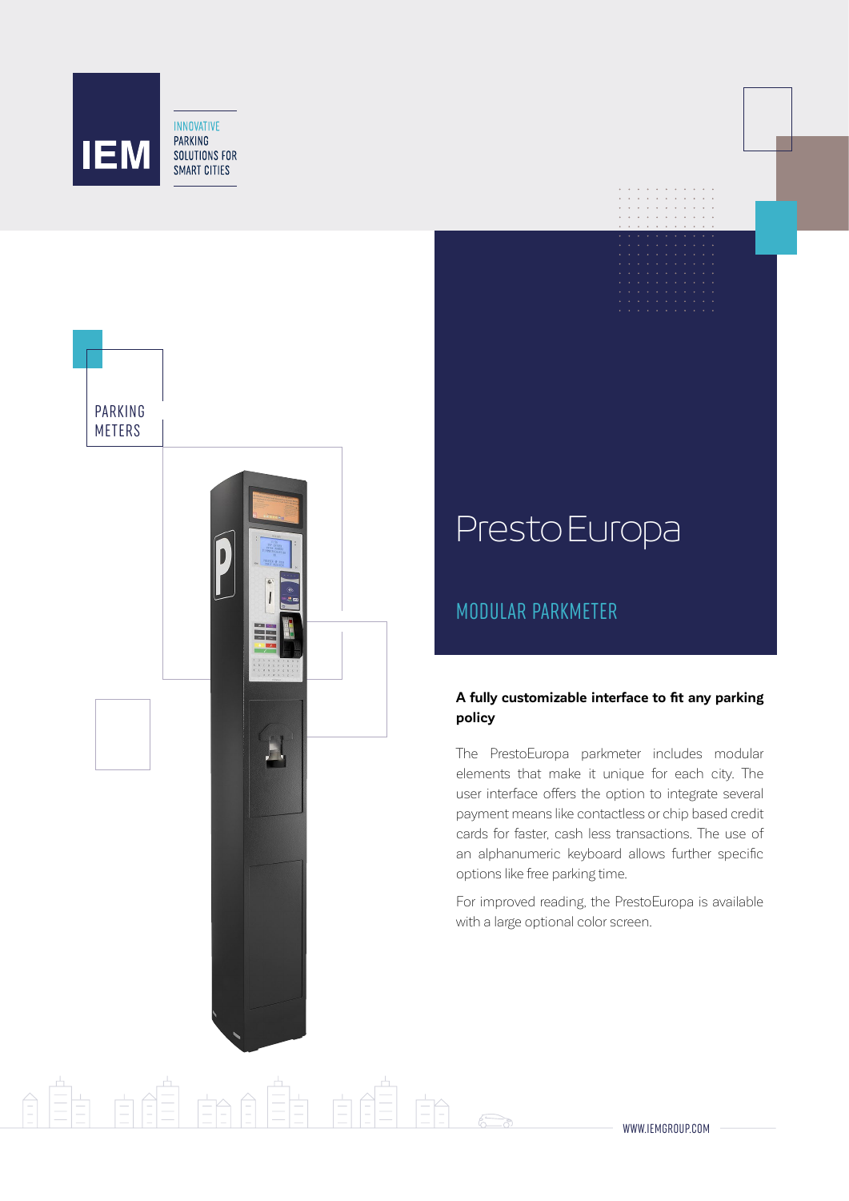IEM

INNOVATIVE PARKING SOLUTIONS FOR SMART CITIES

PARKING METERS

# PrestoEuropa

## MODULAR PARKMETER

**A fully customizable interface to fit any parking policy**

The PrestoEuropa parkmeter includes modular elements that make it unique for each city. The user interface offers the option to integrate several payment means like contactless or chip based credit cards for faster, cash less transactions. The use of an alphanumeric keyboard allows further specific options like free parking time.

For improved reading, the PrestoEuropa is available with a large optional color screen.

WWW.IEMGROUP.COM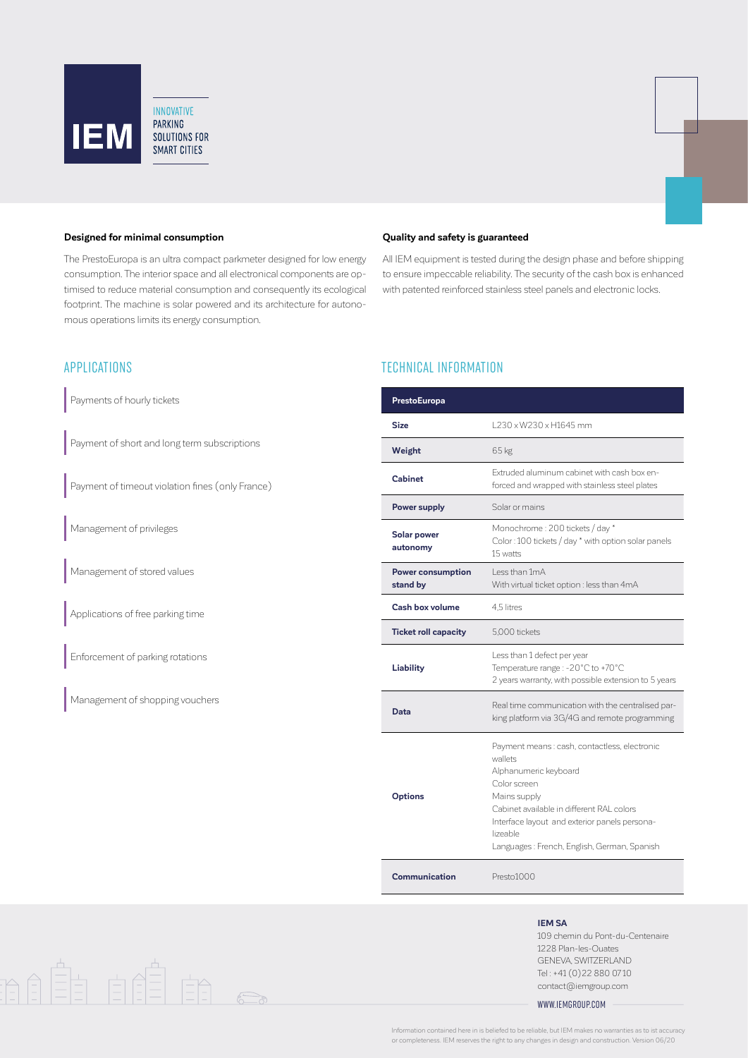IEM

INNOVATIVE PARKING SOLUTIONS FOR SMART CITIES

### Designed for minimal consumption

The PrestoEuropa is an ultra compact parkmeter designed for low energy consumption. The interior space and all electronical components are optimised to reduce material consumption and consequently its ecological footprint. The machine is solar powered and its architecture for autonomous operations limits its energy consumption.

### Quality and safety is guaranteed

All IEM equipment is tested during the design phase and before shipping to ensure impeccable reliability. The security of the cash box is enhanced with patented reinforced stainless steel panels and electronic locks.

## APPLICATIONS

- Payments of hourly tickets
- Payment of short and long term subscriptions
- Payment of timeout violation fines (only France)
- Management of privileges
- Management of stored values
- Applications of free parking time
- Enforcement of parking rotations
- Management of shopping vouchers

## TECHNICAL INFORMATION

| **PrestoEuropa** | |
|---|---|
| **Size** | L230 x W230 x H1645 mm |
| **Weight** | 65 kg |
| **Cabinet** | Extruded aluminum cabinet with cash box enforced and wrapped with stainless steel plates |
| **Power supply** | Solar or mains |
| **Solar power autonomy** | Monochrome : 200 tickets / day * Color : 100 tickets / day * with option solar panels 15 watts |
| **Power consumption stand by** | Less than 1mA With virtual ticket option : less than 4mA |
| **Cash box volume** | 4,5 litres |
| **Ticket roll capacity** | 5,000 tickets |
| **Liability** | Less than 1 defect per year Temperature range : -20°C to +70°C 2 years warranty, with possible extension to 5 years |
| **Data** | Real time communication with the centralised parking platform via 3G/4G and remote programming |
| **Options** | Payment means : cash, contactless, electronic wallets Alphanumeric keyboard Color screen Mains supply Cabinet available in different RAL colors Interface layout and exterior panels personalizeable Languages : French, English, German, Spanish |
| **Communication** | Presto1000 |

**IEM SA**
109 chemin du Pont-du-Centenaire
1228 Plan-les-Ouates
GENEVA, SWITZERLAND
Tel : +41 (0)22 880 0710
contact@iemgroup.com

WWW.IEMGROUP.COM

Information contained here in is beliefed to be reliable, but IEM makes no warranties as to ist accuracy or completeness. IEM reserves the right to any changes in design and construction. Version 06/20